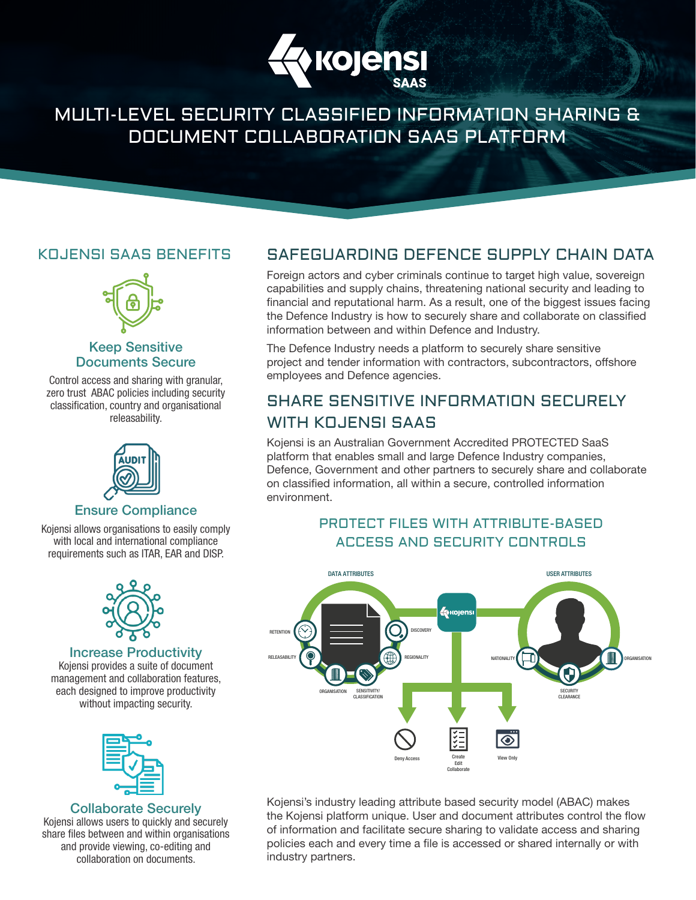# Kojensi SAAS

# MULTI-LEVEL SECURITY CLASSIFIED INFORMATION SHARING & DOCUMENT COLLABORATION SAAS PLATFORM

## KOJENSI SAAS BENEFITS

### Keep Sensitive Documents Secure

Control access and sharing with granular, zero trust ABAC policies including security classification, country and organisational releasability.

### Ensure Compliance

Kojensi allows organisations to easily comply with local and international compliance requirements such as ITAR, EAR and DISP.

### Increase Productivity

Kojensi provides a suite of document management and collaboration features, each designed to improve productivity without impacting security.

### Collaborate Securely

Kojensi allows users to quickly and securely share files between and within organisations and provide viewing, co-editing and collaboration on documents.

## SAFEGUARDING DEFENCE SUPPLY CHAIN DATA

Foreign actors and cyber criminals continue to target high value, sovereign capabilities and supply chains, threatening national security and leading to financial and reputational harm. As a result, one of the biggest issues facing the Defence Industry is how to securely share and collaborate on classified information between and within Defence and Industry.

The Defence Industry needs a platform to securely share sensitive project and tender information with contractors, subcontractors, offshore employees and Defence agencies.

## SHARE SENSITIVE INFORMATION SECURELY WITH KOJENSI SAAS

Kojensi is an Australian Government Accredited PROTECTED SaaS platform that enables small and large Defence Industry companies, Defence, Government and other partners to securely share and collaborate on classified information, all within a secure, controlled information environment.

### PROTECT FILES WITH ATTRIBUTE-BASED ACCESS AND SECURITY CONTROLS

DATA ATTRIBUTES: RETENTION, DISCOVERY, RELEASABILITY, REGIONALITY, ORGANISATION, SENSITIVITY/ CLASSIFICATION

USER ATTRIBUTES: NATIONALITY, ORGANISATION, SECURITY CLEARANCE

Deny Access | Create Edit Collaborate | View Only

Kojensi's industry leading attribute based security model (ABAC) makes the Kojensi platform unique. User and document attributes control the flow of information and facilitate secure sharing to validate access and sharing policies each and every time a file is accessed or shared internally or with industry partners.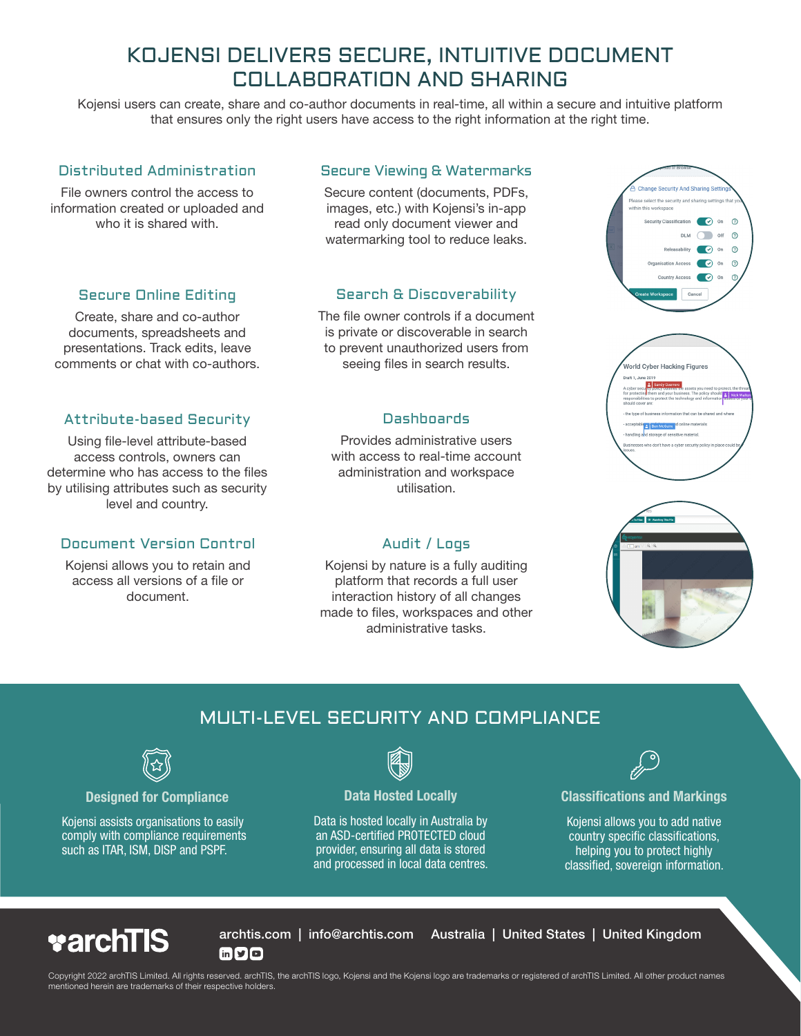# KOJENSI DELIVERS SECURE, INTUITIVE DOCUMENT COLLABORATION AND SHARING

Kojensi users can create, share and co-author documents in real-time, all within a secure and intuitive platform that ensures only the right users have access to the right information at the right time.

### Distributed Administration

File owners control the access to information created or uploaded and who it is shared with.

### Secure Viewing & Watermarks

Secure content (documents, PDFs, images, etc.) with Kojensi's in-app read only document viewer and watermarking tool to reduce leaks.

### Secure Online Editing

Create, share and co-author documents, spreadsheets and presentations. Track edits, leave comments or chat with co-authors.

### Search & Discoverability

The file owner controls if a document is private or discoverable in search to prevent unauthorized users from seeing files in search results.

### Attribute-based Security

Using file-level attribute-based access controls, owners can determine who has access to the files by utilising attributes such as security level and country.

### Dashboards

Provides administrative users with access to real-time account administration and workspace utilisation.

### Document Version Control

Kojensi allows you to retain and access all versions of a file or document.

### Audit / Logs

Kojensi by nature is a fully auditing platform that records a full user interaction history of all changes made to files, workspaces and other administrative tasks.

## MULTI-LEVEL SECURITY AND COMPLIANCE

### Designed for Compliance

Kojensi assists organisations to easily comply with compliance requirements such as ITAR, ISM, DISP and PSPF.

### Data Hosted Locally

Data is hosted locally in Australia by an ASD-certified PROTECTED cloud provider, ensuring all data is stored and processed in local data centres.

### Classifications and Markings

Kojensi allows you to add native country specific classifications, helping you to protect highly classified, sovereign information.

archTIS

archtis.com | info@archtis.com Australia | United States | United Kingdom

Copyright 2022 archTIS Limited. All rights reserved. archTIS, the archTIS logo, Kojensi and the Kojensi logo are trademarks or registered of archTIS Limited. All other product names mentioned herein are trademarks of their respective holders.